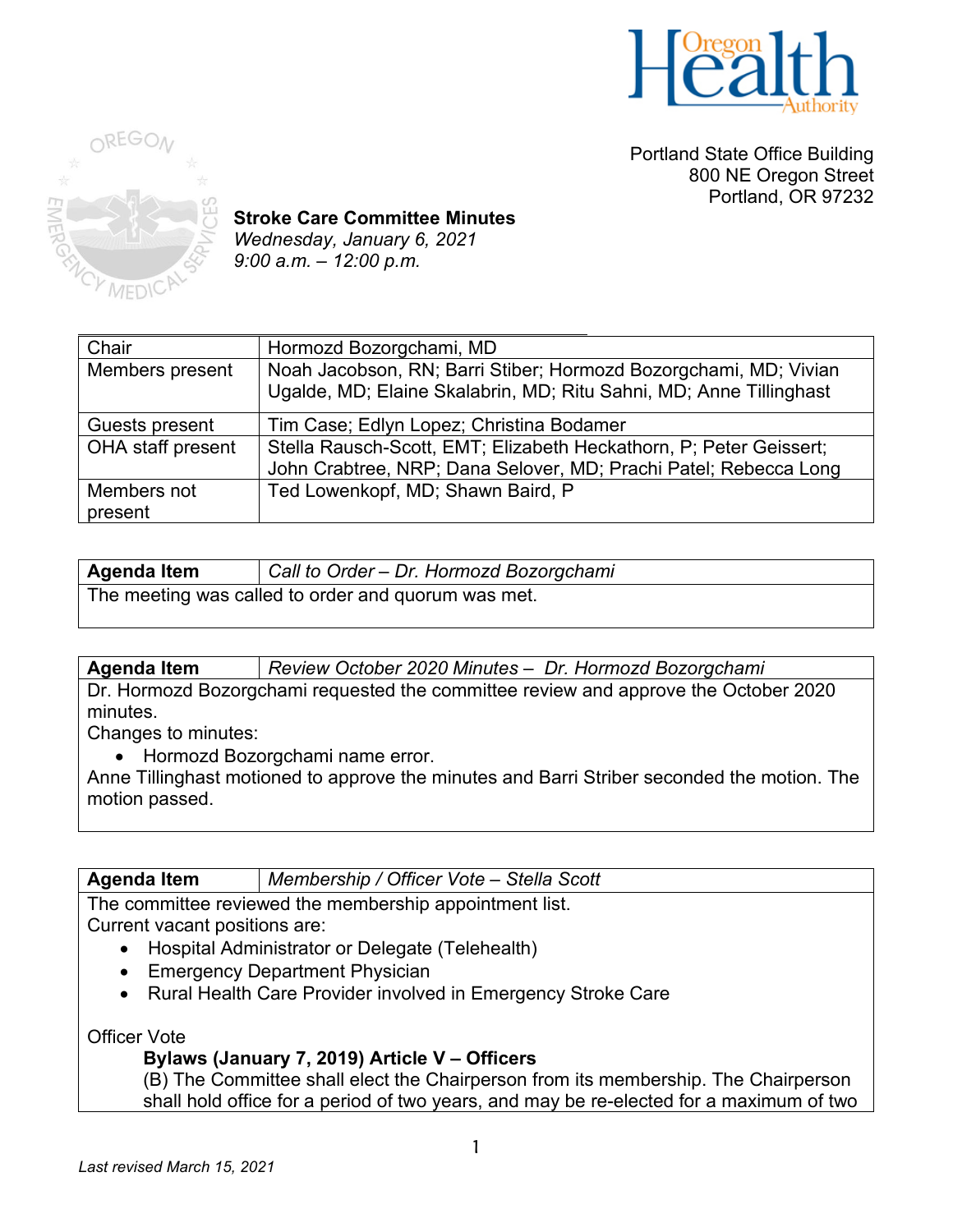Portland State Office Building
800 NE Oregon Street
Portland, OR 97232

**Stroke Care Committee Minutes**
*Wednesday, January 6, 2021*
*9:00 a.m. – 12:00 p.m.*

| Chair | Hormozd Bozorgchami, MD |
|---|---|
| Members present | Noah Jacobson, RN; Barri Stiber; Hormozd Bozorgchami, MD; Vivian Ugalde, MD; Elaine Skalabrin, MD; Ritu Sahni, MD; Anne Tillinghast |
| Guests present | Tim Case; Edlyn Lopez; Christina Bodamer |
| OHA staff present | Stella Rausch-Scott, EMT; Elizabeth Heckathorn, P; Peter Geissert; John Crabtree, NRP; Dana Selover, MD; Prachi Patel; Rebecca Long |
| Members not present | Ted Lowenkopf, MD; Shawn Baird, P |

| **Agenda Item** | *Call to Order – Dr. Hormozd Bozorgchami* |
|---|---|

The meeting was called to order and quorum was met.

| **Agenda Item** | *Review October 2020 Minutes – Dr. Hormozd Bozorgchami* |
|---|---|

Dr. Hormozd Bozorgchami requested the committee review and approve the October 2020 minutes.
Changes to minutes:

- Hormozd Bozorgchami name error.

Anne Tillinghast motioned to approve the minutes and Barri Striber seconded the motion. The motion passed.

| **Agenda Item** | *Membership / Officer Vote – Stella Scott* |
|---|---|

The committee reviewed the membership appointment list.
Current vacant positions are:

- Hospital Administrator or Delegate (Telehealth)
- Emergency Department Physician
- Rural Health Care Provider involved in Emergency Stroke Care

Officer Vote

**Bylaws (January 7, 2019) Article V – Officers**
(B) The Committee shall elect the Chairperson from its membership. The Chairperson shall hold office for a period of two years, and may be re-elected for a maximum of two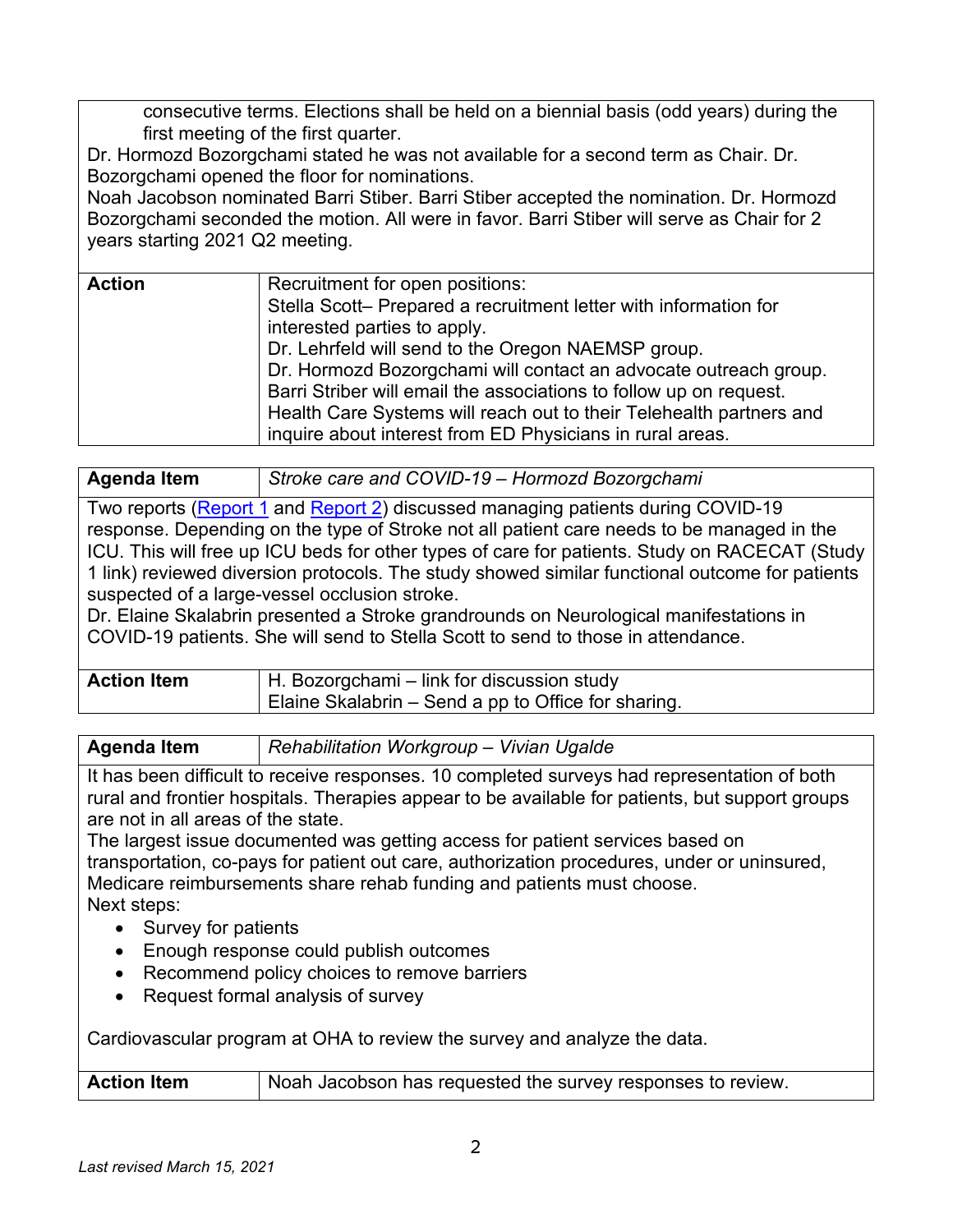consecutive terms. Elections shall be held on a biennial basis (odd years) during the first meeting of the first quarter.

Dr. Hormozd Bozorgchami stated he was not available for a second term as Chair. Dr. Bozorgchami opened the floor for nominations.

Noah Jacobson nominated Barri Stiber. Barri Stiber accepted the nomination. Dr. Hormozd Bozorgchami seconded the motion. All were in favor. Barri Stiber will serve as Chair for 2 years starting 2021 Q2 meeting.

| **Action** | Recruitment for open positions:<br>Stella Scott– Prepared a recruitment letter with information for interested parties to apply.<br>Dr. Lehrfeld will send to the Oregon NAEMSP group.<br>Dr. Hormozd Bozorgchami will contact an advocate outreach group.<br>Barri Striber will email the associations to follow up on request.<br>Health Care Systems will reach out to their Telehealth partners and inquire about interest from ED Physicians in rural areas. |
|---|---|

| **Agenda Item** | *Stroke care and COVID-19 – Hormozd Bozorgchami* |
|---|---|

Two reports (Report 1 and Report 2) discussed managing patients during COVID-19 response. Depending on the type of Stroke not all patient care needs to be managed in the ICU. This will free up ICU beds for other types of care for patients. Study on RACECAT (Study 1 link) reviewed diversion protocols. The study showed similar functional outcome for patients suspected of a large-vessel occlusion stroke.

Dr. Elaine Skalabrin presented a Stroke grandrounds on Neurological manifestations in COVID-19 patients. She will send to Stella Scott to send to those in attendance.

| **Action Item** | H. Bozorgchami – link for discussion study<br>Elaine Skalabrin – Send a pp to Office for sharing. |
|---|---|

| **Agenda Item** | *Rehabilitation Workgroup – Vivian Ugalde* |
|---|---|

It has been difficult to receive responses. 10 completed surveys had representation of both rural and frontier hospitals. Therapies appear to be available for patients, but support groups are not in all areas of the state.

The largest issue documented was getting access for patient services based on transportation, co-pays for patient out care, authorization procedures, under or uninsured, Medicare reimbursements share rehab funding and patients must choose.

Next steps:

- Survey for patients
- Enough response could publish outcomes
- Recommend policy choices to remove barriers
- Request formal analysis of survey

Cardiovascular program at OHA to review the survey and analyze the data.

| **Action Item** | Noah Jacobson has requested the survey responses to review. |
|---|---|

*Last revised March 15, 2021*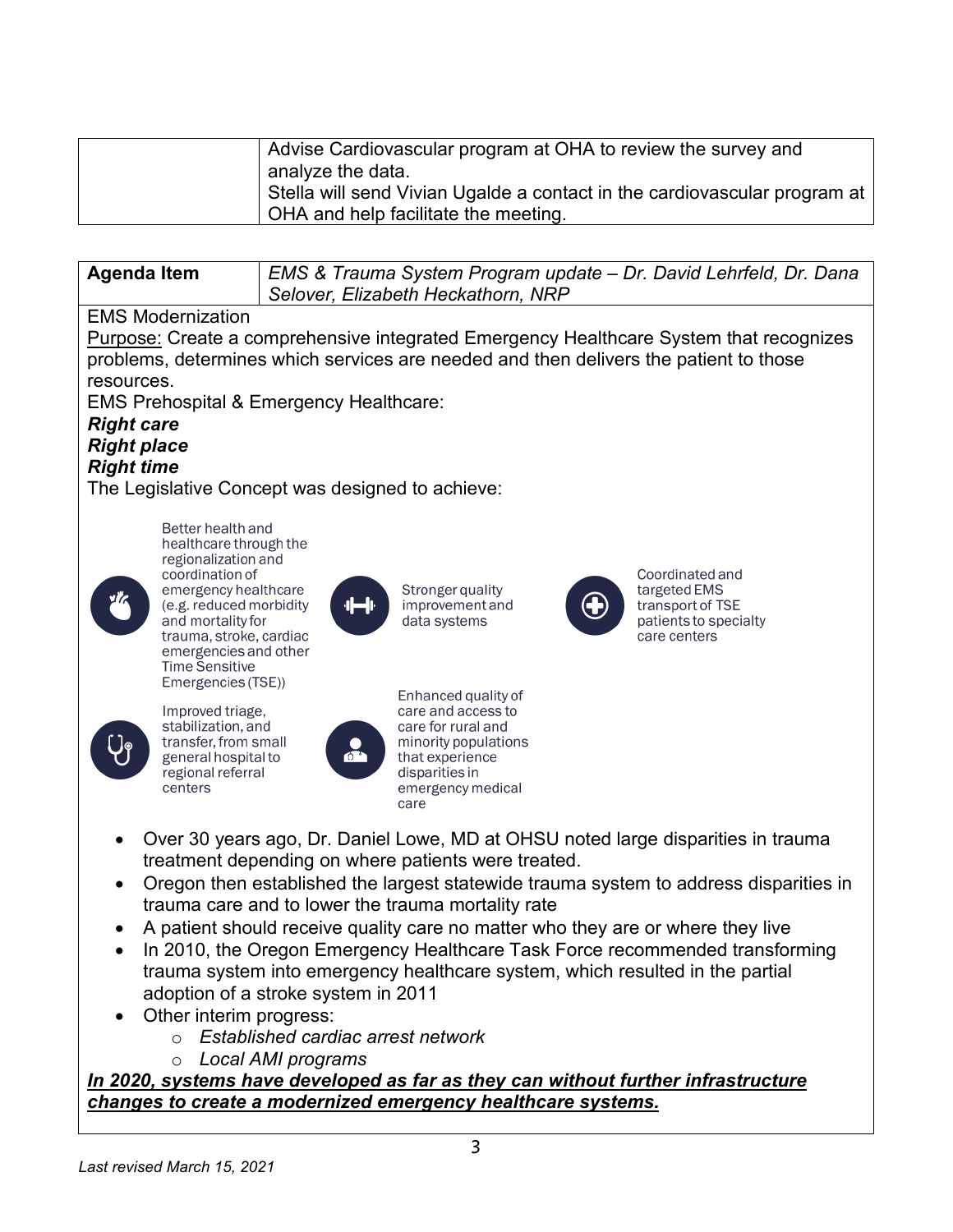| | Advise Cardiovascular program at OHA to review the survey and analyze the data.<br>Stella will send Vivian Ugalde a contact in the cardiovascular program at OHA and help facilitate the meeting. |
|---|---|

| **Agenda Item** | *EMS & Trauma System Program update – Dr. David Lehrfeld, Dr. Dana Selover, Elizabeth Heckathorn, NRP* |
|---|---|

EMS Modernization

Purpose: Create a comprehensive integrated Emergency Healthcare System that recognizes problems, determines which services are needed and then delivers the patient to those resources.

EMS Prehospital & Emergency Healthcare:

***Right care***
***Right place***
***Right time***

The Legislative Concept was designed to achieve:

- Better health and healthcare through the regionalization and coordination of emergency healthcare (e.g. reduced morbidity and mortality for trauma, stroke, cardiac emergencies and other Time Sensitive Emergencies (TSE))
- Stronger quality improvement and data systems
- Coordinated and targeted EMS transport of TSE patients to specialty care centers
- Improved triage, stabilization, and transfer, from small general hospital to regional referral centers
- Enhanced quality of care and access to care for rural and minority populations that experience disparities in emergency medical care

- Over 30 years ago, Dr. Daniel Lowe, MD at OHSU noted large disparities in trauma treatment depending on where patients were treated.
- Oregon then established the largest statewide trauma system to address disparities in trauma care and to lower the trauma mortality rate
- A patient should receive quality care no matter who they are or where they live
- In 2010, the Oregon Emergency Healthcare Task Force recommended transforming trauma system into emergency healthcare system, which resulted in the partial adoption of a stroke system in 2011
- Other interim progress:
  - *Established cardiac arrest network*
  - *Local AMI programs*

***In 2020, systems have developed as far as they can without further infrastructure changes to create a modernized emergency healthcare systems.***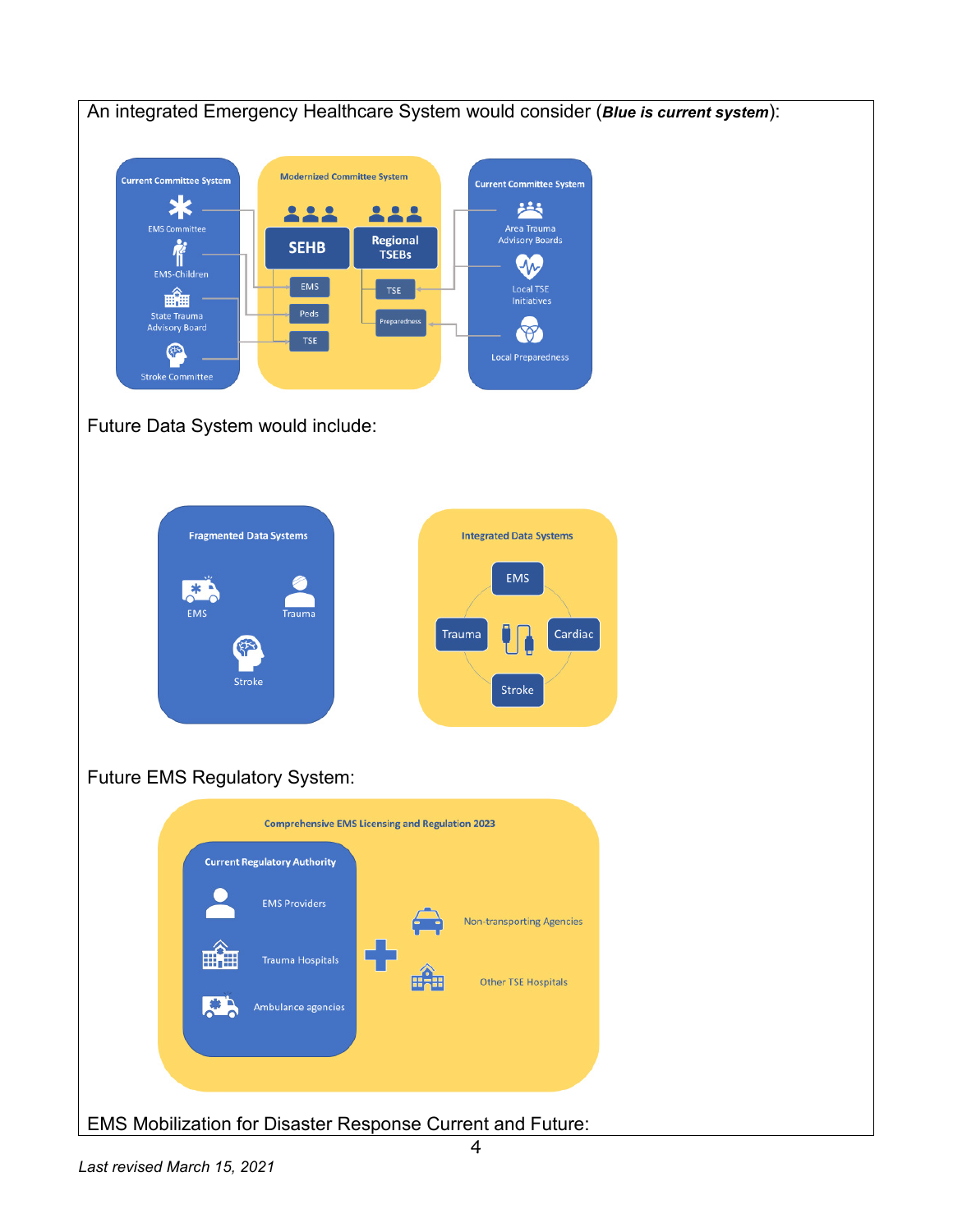An integrated Emergency Healthcare System would consider (***Blue is current system***):

Current Committee System

EMS Committee

EMS-Children

State Trauma Advisory Board

Stroke Committee

Modernized Committee System

SEHB

Regional TSEBs

EMS

Peds

TSE

TSE

Preparedness

Current Committee System

Area Trauma Advisory Boards

Local TSE Initiatives

Local Preparedness

Future Data System would include:

Fragmented Data Systems

EMS

Trauma

Stroke

Integrated Data Systems

EMS

Trauma

Cardiac

Stroke

Future EMS Regulatory System:

Comprehensive EMS Licensing and Regulation 2023

Current Regulatory Authority

EMS Providers

Trauma Hospitals

Ambulance agencies

Non-transporting Agencies

Other TSE Hospitals

EMS Mobilization for Disaster Response Current and Future:

*Last revised March 15, 2021*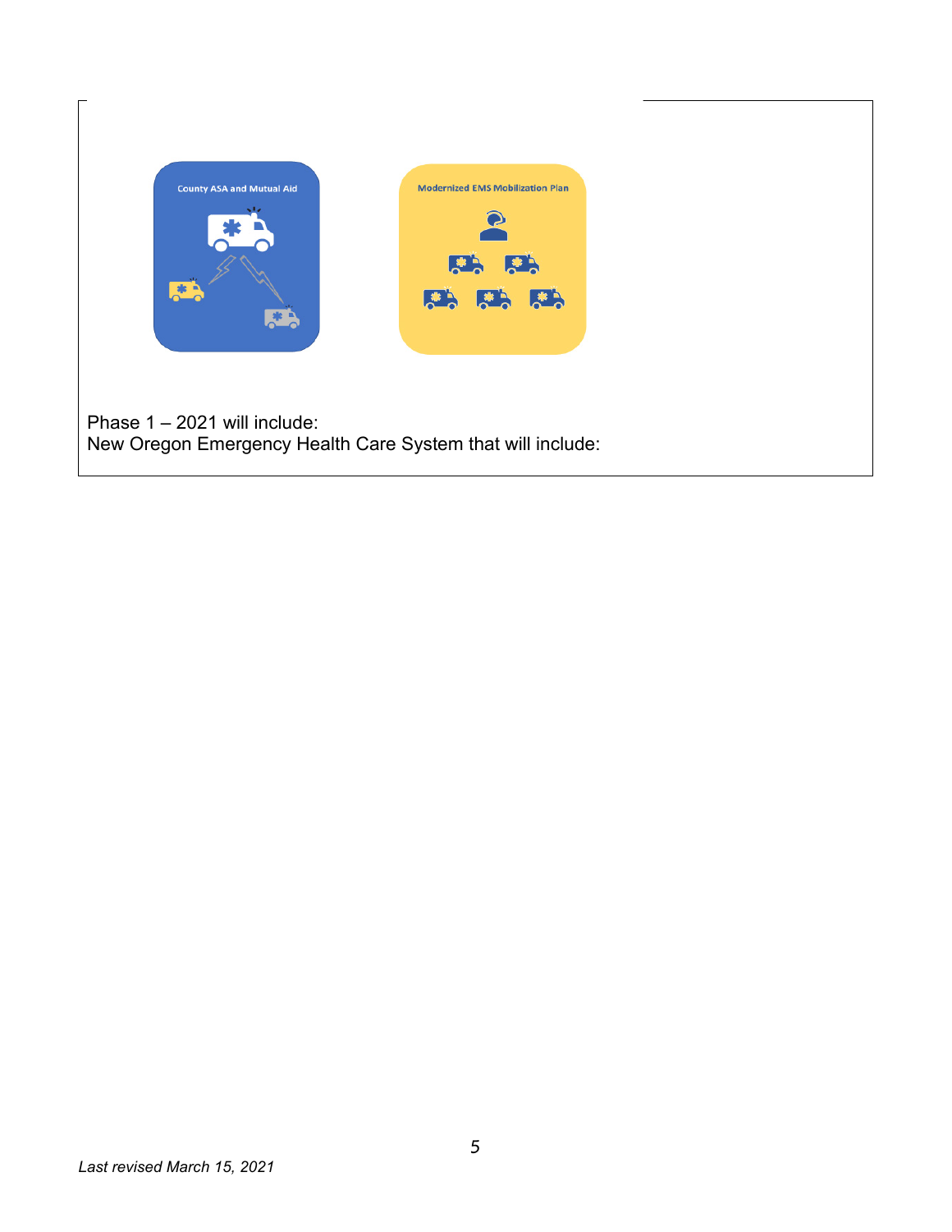County ASA and Mutual Aid

Modernized EMS Mobilization Plan

Phase 1 – 2021 will include:
New Oregon Emergency Health Care System that will include:

*Last revised March 15, 2021*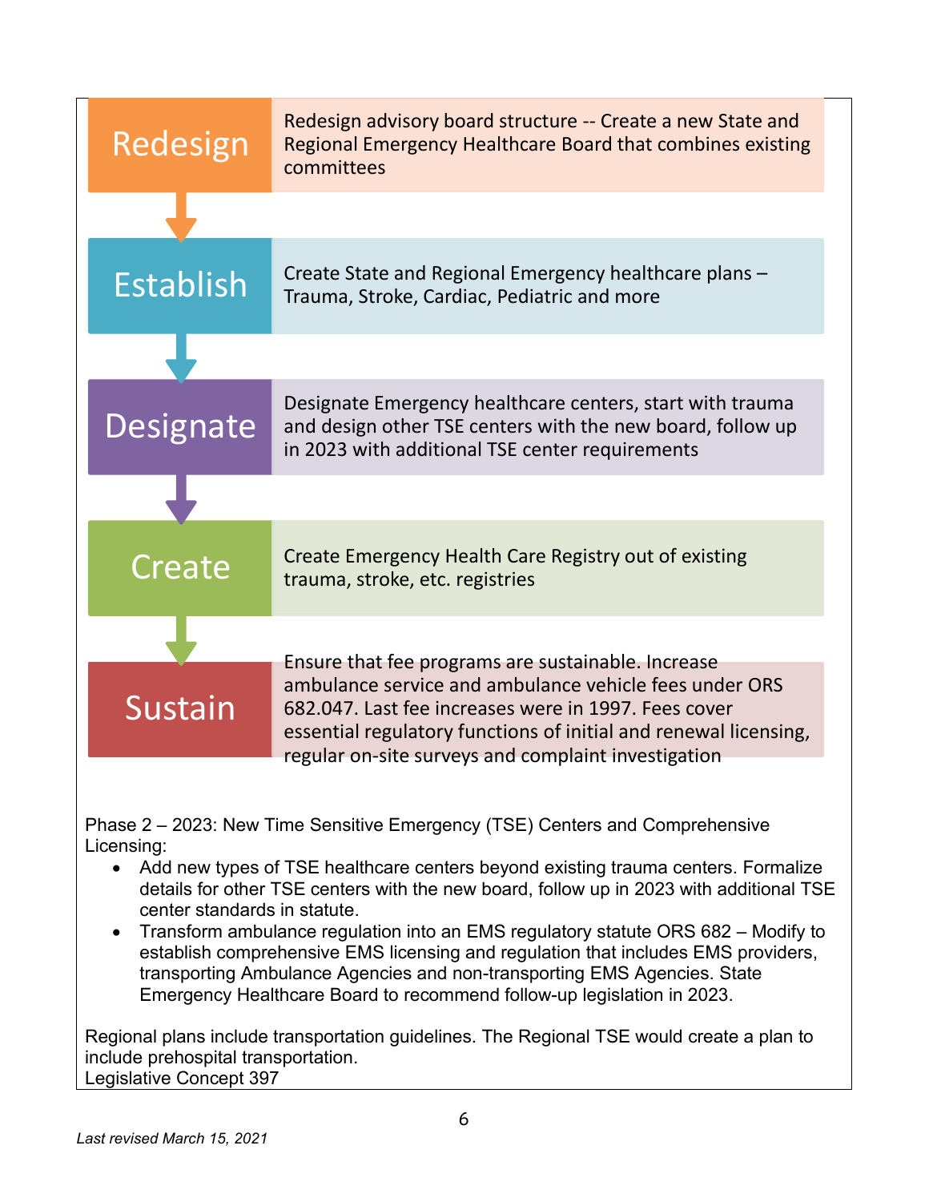**Redesign** — Redesign advisory board structure -- Create a new State and Regional Emergency Healthcare Board that combines existing committees

**Establish** — Create State and Regional Emergency healthcare plans – Trauma, Stroke, Cardiac, Pediatric and more

**Designate** — Designate Emergency healthcare centers, start with trauma and design other TSE centers with the new board, follow up in 2023 with additional TSE center requirements

**Create** — Create Emergency Health Care Registry out of existing trauma, stroke, etc. registries

**Sustain** — Ensure that fee programs are sustainable. Increase ambulance service and ambulance vehicle fees under ORS 682.047. Last fee increases were in 1997. Fees cover essential regulatory functions of initial and renewal licensing, regular on-site surveys and complaint investigation

Phase 2 – 2023: New Time Sensitive Emergency (TSE) Centers and Comprehensive Licensing:

- Add new types of TSE healthcare centers beyond existing trauma centers. Formalize details for other TSE centers with the new board, follow up in 2023 with additional TSE center standards in statute.
- Transform ambulance regulation into an EMS regulatory statute ORS 682 – Modify to establish comprehensive EMS licensing and regulation that includes EMS providers, transporting Ambulance Agencies and non-transporting EMS Agencies. State Emergency Healthcare Board to recommend follow-up legislation in 2023.

Regional plans include transportation guidelines. The Regional TSE would create a plan to include prehospital transportation.
Legislative Concept 397

*Last revised March 15, 2021*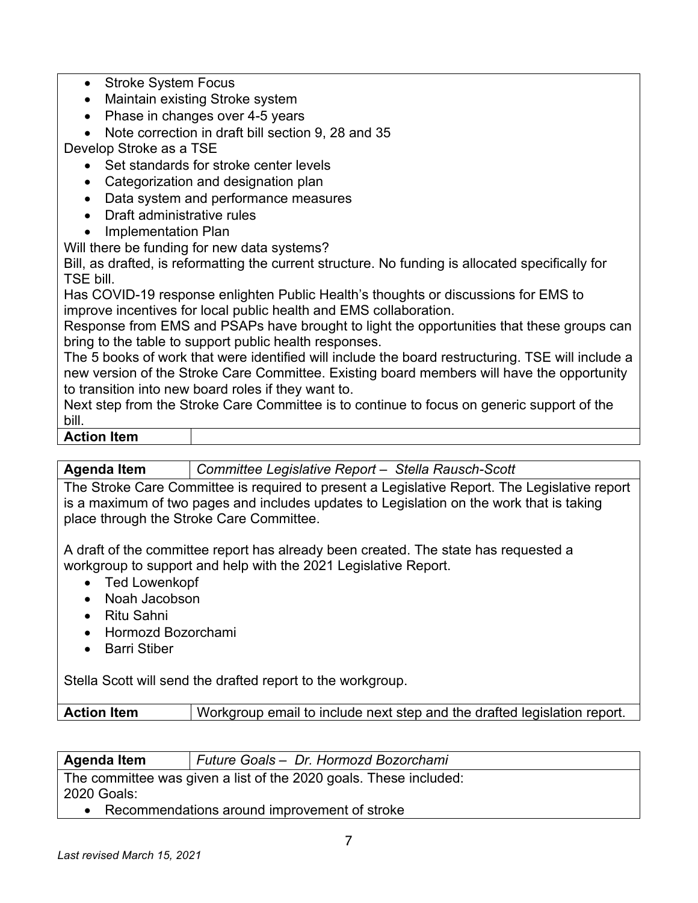- Stroke System Focus
- Maintain existing Stroke system
- Phase in changes over 4-5 years
- Note correction in draft bill section 9, 28 and 35

Develop Stroke as a TSE

- Set standards for stroke center levels
- Categorization and designation plan
- Data system and performance measures
- Draft administrative rules
- Implementation Plan

Will there be funding for new data systems?

Bill, as drafted, is reformatting the current structure. No funding is allocated specifically for TSE bill.

Has COVID-19 response enlighten Public Health's thoughts or discussions for EMS to improve incentives for local public health and EMS collaboration.

Response from EMS and PSAPs have brought to light the opportunities that these groups can bring to the table to support public health responses.

The 5 books of work that were identified will include the board restructuring. TSE will include a new version of the Stroke Care Committee. Existing board members will have the opportunity to transition into new board roles if they want to.

Next step from the Stroke Care Committee is to continue to focus on generic support of the bill.

| **Action Item** | |
|---|---|

| **Agenda Item** | *Committee Legislative Report – Stella Rausch-Scott* |
|---|---|

The Stroke Care Committee is required to present a Legislative Report. The Legislative report is a maximum of two pages and includes updates to Legislation on the work that is taking place through the Stroke Care Committee.

A draft of the committee report has already been created. The state has requested a workgroup to support and help with the 2021 Legislative Report.

- Ted Lowenkopf
- Noah Jacobson
- Ritu Sahni
- Hormozd Bozorchami
- Barri Stiber

Stella Scott will send the drafted report to the workgroup.

| **Action Item** | Workgroup email to include next step and the drafted legislation report. |
|---|---|

| **Agenda Item** | *Future Goals – Dr. Hormozd Bozorchami* |
|---|---|

The committee was given a list of the 2020 goals. These included:

2020 Goals:

- Recommendations around improvement of stroke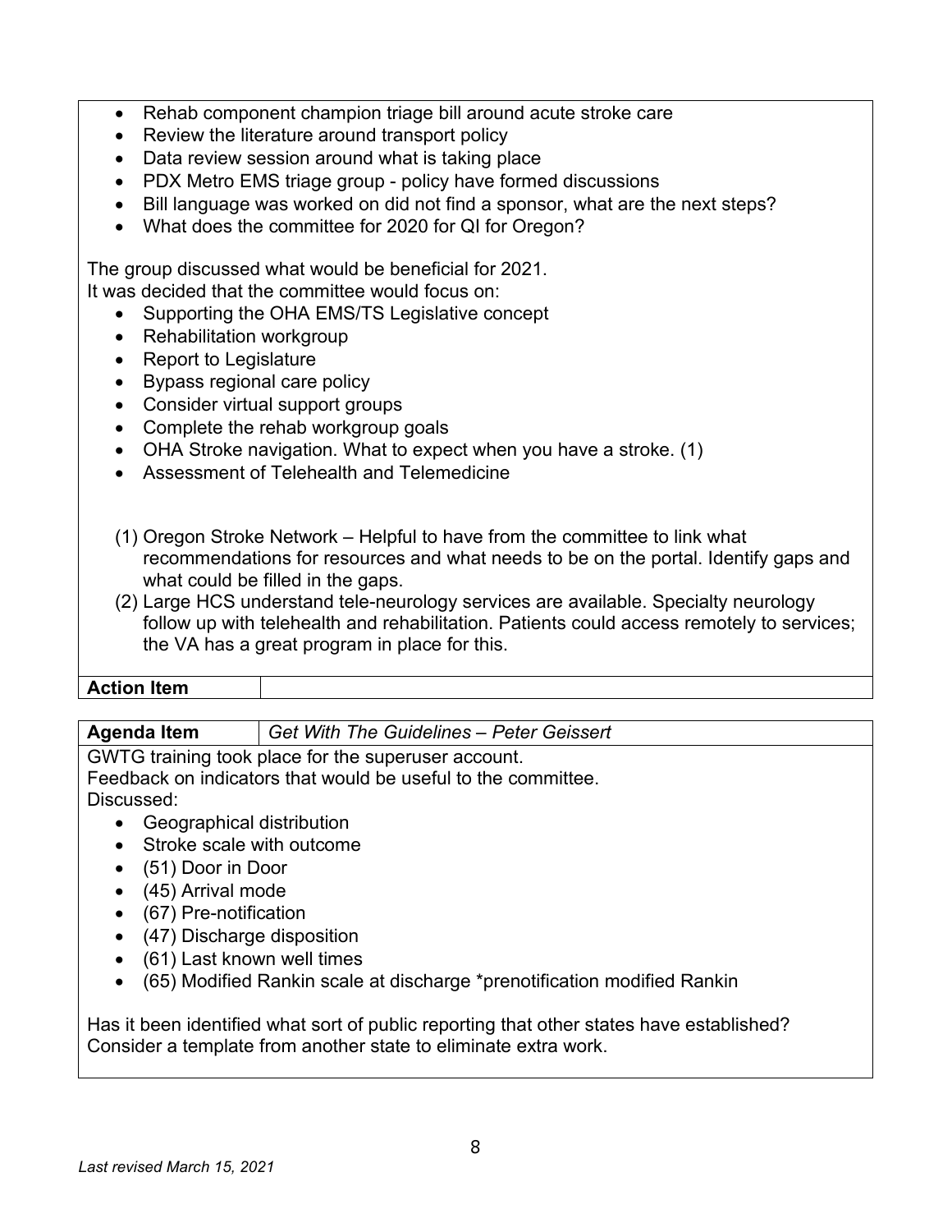- Rehab component champion triage bill around acute stroke care
- Review the literature around transport policy
- Data review session around what is taking place
- PDX Metro EMS triage group - policy have formed discussions
- Bill language was worked on did not find a sponsor, what are the next steps?
- What does the committee for 2020 for QI for Oregon?

The group discussed what would be beneficial for 2021.
It was decided that the committee would focus on:

- Supporting the OHA EMS/TS Legislative concept
- Rehabilitation workgroup
- Report to Legislature
- Bypass regional care policy
- Consider virtual support groups
- Complete the rehab workgroup goals
- OHA Stroke navigation. What to expect when you have a stroke. (1)
- Assessment of Telehealth and Telemedicine

(1) Oregon Stroke Network – Helpful to have from the committee to link what recommendations for resources and what needs to be on the portal. Identify gaps and what could be filled in the gaps.
(2) Large HCS understand tele-neurology services are available. Specialty neurology follow up with telehealth and rehabilitation. Patients could access remotely to services; the VA has a great program in place for this.

| **Action Item** | |
|---|---|

| **Agenda Item** | *Get With The Guidelines – Peter Geissert* |
|---|---|

GWTG training took place for the superuser account.
Feedback on indicators that would be useful to the committee.
Discussed:

- Geographical distribution
- Stroke scale with outcome
- (51) Door in Door
- (45) Arrival mode
- (67) Pre-notification
- (47) Discharge disposition
- (61) Last known well times
- (65) Modified Rankin scale at discharge *prenotification modified Rankin

Has it been identified what sort of public reporting that other states have established?
Consider a template from another state to eliminate extra work.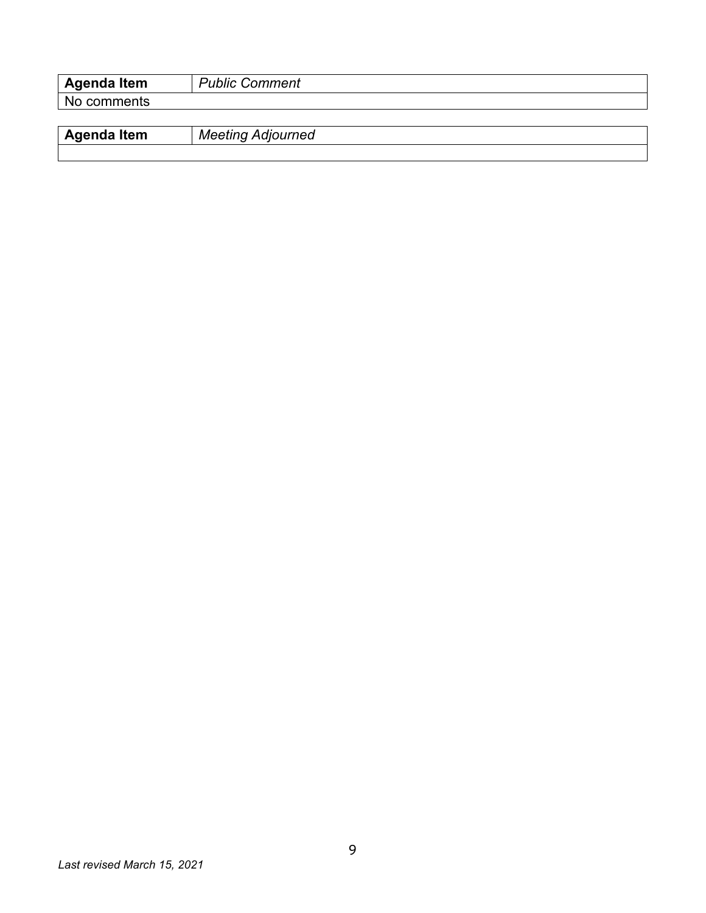| **Agenda Item** | *Public Comment* |
| --- | --- |
| No comments | |

| **Agenda Item** | *Meeting Adjourned* |
| --- | --- |
| | |

*Last revised March 15, 2021*